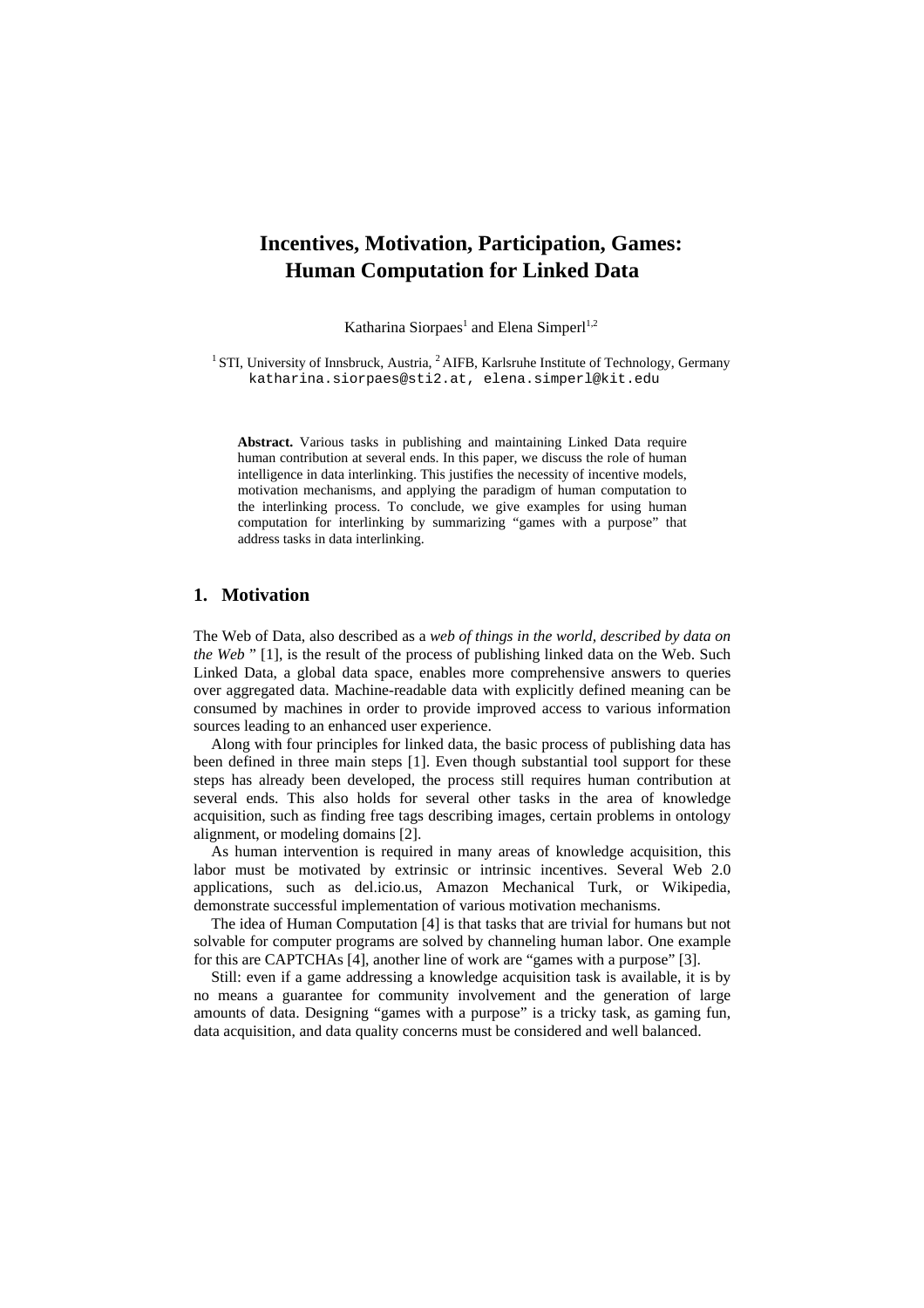# Incentives, Motivation, Participation, Games: Human Computation for Linked Data

Katharina Siorpaes[1] and Elena Simperl[1,2]

[1] STI, University of Innsbruck, Austria, [2] AIFB, Karlsruhe Institute of Technology, Germany
katharina.siorpaes@sti2.at, elena.simperl@kit.edu

**Abstract.** Various tasks in publishing and maintaining Linked Data require human contribution at several ends. In this paper, we discuss the role of human intelligence in data interlinking. This justifies the necessity of incentive models, motivation mechanisms, and applying the paradigm of human computation to the interlinking process. To conclude, we give examples for using human computation for interlinking by summarizing "games with a purpose" that address tasks in data interlinking.

## 1. Motivation

The Web of Data, also described as a *web of things in the world, described by data on the Web* " [1], is the result of the process of publishing linked data on the Web. Such Linked Data, a global data space, enables more comprehensive answers to queries over aggregated data. Machine-readable data with explicitly defined meaning can be consumed by machines in order to provide improved access to various information sources leading to an enhanced user experience.

Along with four principles for linked data, the basic process of publishing data has been defined in three main steps [1]. Even though substantial tool support for these steps has already been developed, the process still requires human contribution at several ends. This also holds for several other tasks in the area of knowledge acquisition, such as finding free tags describing images, certain problems in ontology alignment, or modeling domains [2].

As human intervention is required in many areas of knowledge acquisition, this labor must be motivated by extrinsic or intrinsic incentives. Several Web 2.0 applications, such as del.icio.us, Amazon Mechanical Turk, or Wikipedia, demonstrate successful implementation of various motivation mechanisms.

The idea of Human Computation [4] is that tasks that are trivial for humans but not solvable for computer programs are solved by channeling human labor. One example for this are CAPTCHAs [4], another line of work are "games with a purpose" [3].

Still: even if a game addressing a knowledge acquisition task is available, it is by no means a guarantee for community involvement and the generation of large amounts of data. Designing "games with a purpose" is a tricky task, as gaming fun, data acquisition, and data quality concerns must be considered and well balanced.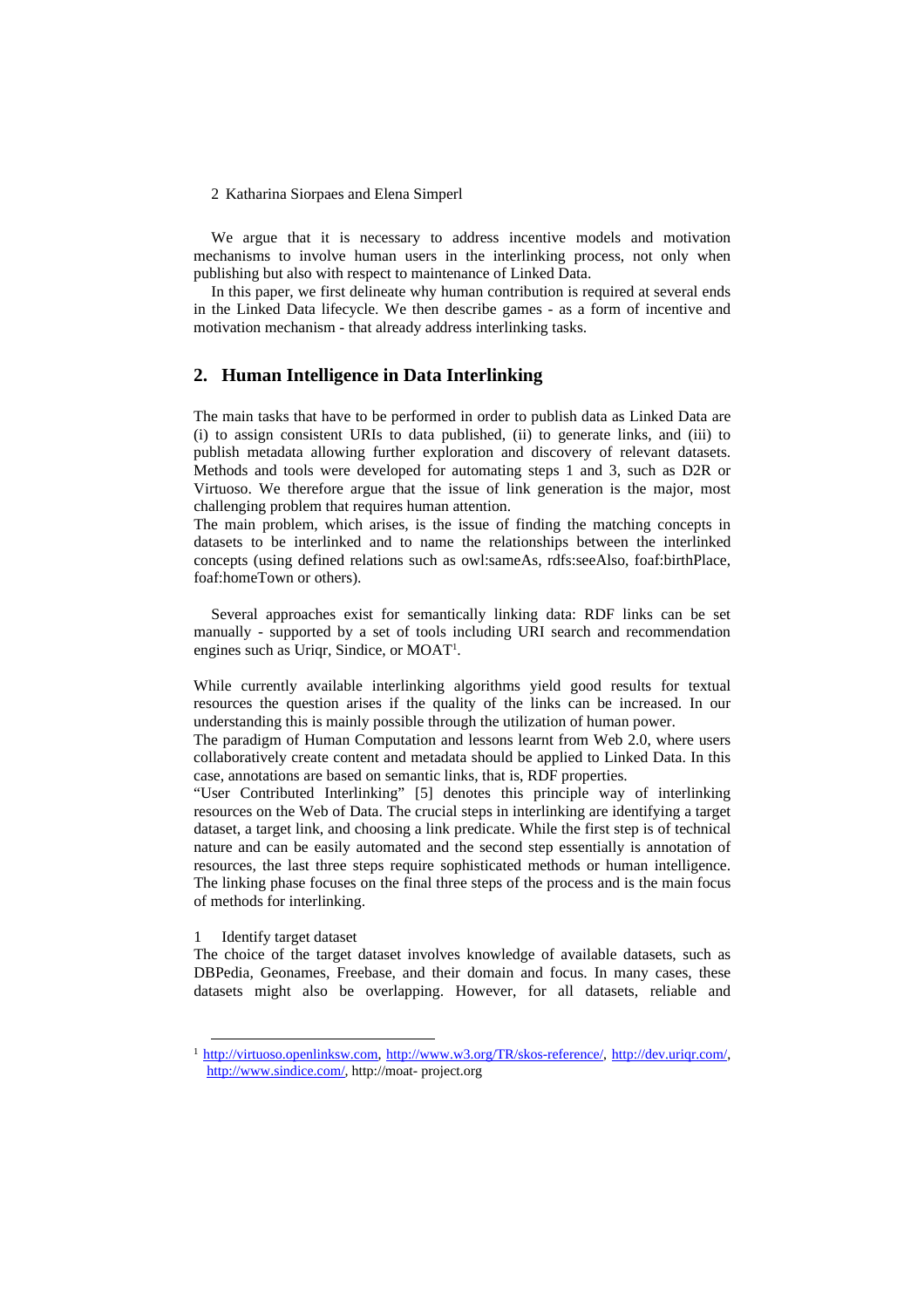We argue that it is necessary to address incentive models and motivation mechanisms to involve human users in the interlinking process, not only when publishing but also with respect to maintenance of Linked Data.

In this paper, we first delineate why human contribution is required at several ends in the Linked Data lifecycle. We then describe games - as a form of incentive and motivation mechanism - that already address interlinking tasks.

## 2. Human Intelligence in Data Interlinking

The main tasks that have to be performed in order to publish data as Linked Data are (i) to assign consistent URIs to data published, (ii) to generate links, and (iii) to publish metadata allowing further exploration and discovery of relevant datasets. Methods and tools were developed for automating steps 1 and 3, such as D2R or Virtuoso. We therefore argue that the issue of link generation is the major, most challenging problem that requires human attention.

The main problem, which arises, is the issue of finding the matching concepts in datasets to be interlinked and to name the relationships between the interlinked concepts (using defined relations such as owl:sameAs, rdfs:seeAlso, foaf:birthPlace, foaf:homeTown or others).

Several approaches exist for semantically linking data: RDF links can be set manually - supported by a set of tools including URI search and recommendation engines such as Uriqr, Sindice, or MOAT[1].

While currently available interlinking algorithms yield good results for textual resources the question arises if the quality of the links can be increased. In our understanding this is mainly possible through the utilization of human power.

The paradigm of Human Computation and lessons learnt from Web 2.0, where users collaboratively create content and metadata should be applied to Linked Data. In this case, annotations are based on semantic links, that is, RDF properties.

"User Contributed Interlinking" [5] denotes this principle way of interlinking resources on the Web of Data. The crucial steps in interlinking are identifying a target dataset, a target link, and choosing a link predicate. While the first step is of technical nature and can be easily automated and the second step essentially is annotation of resources, the last three steps require sophisticated methods or human intelligence. The linking phase focuses on the final three steps of the process and is the main focus of methods for interlinking.

1 Identify target dataset

The choice of the target dataset involves knowledge of available datasets, such as DBPedia, Geonames, Freebase, and their domain and focus. In many cases, these datasets might also be overlapping. However, for all datasets, reliable and

---

[1] http://virtuoso.openlinksw.com, http://www.w3.org/TR/skos-reference/, http://dev.uriqr.com/, http://www.sindice.com/, http://moat- project.org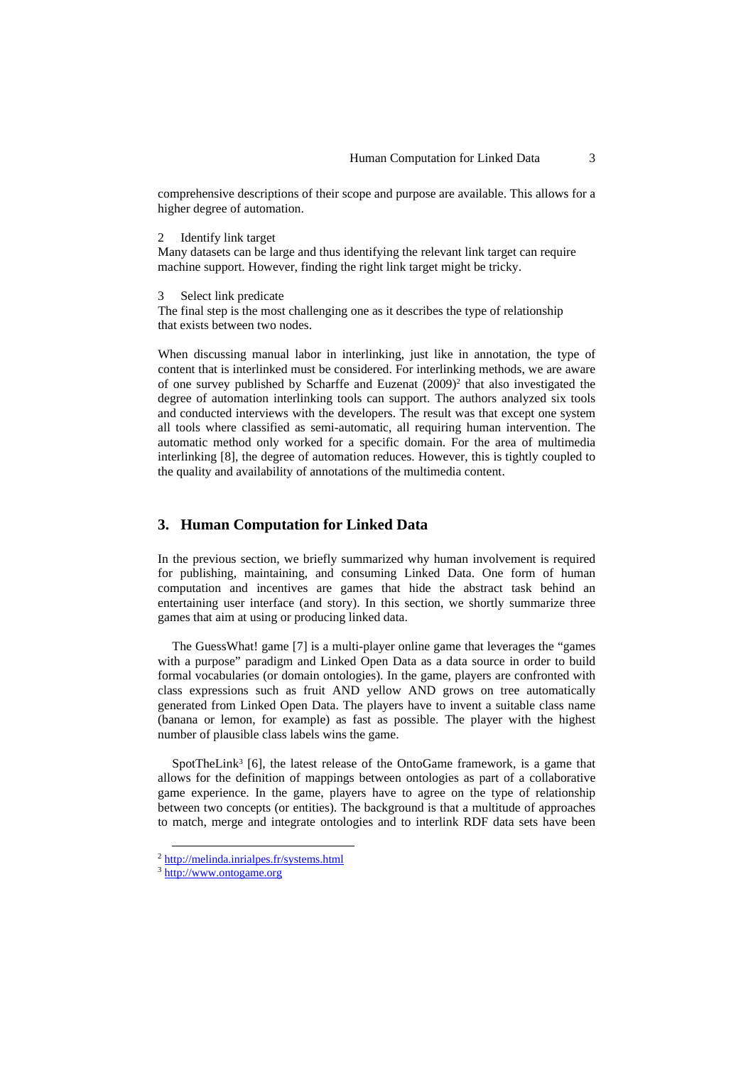comprehensive descriptions of their scope and purpose are available. This allows for a higher degree of automation.

2 Identify link target
Many datasets can be large and thus identifying the relevant link target can require machine support. However, finding the right link target might be tricky.

3 Select link predicate
The final step is the most challenging one as it describes the type of relationship that exists between two nodes.

When discussing manual labor in interlinking, just like in annotation, the type of content that is interlinked must be considered. For interlinking methods, we are aware of one survey published by Scharffe and Euzenat (2009)[2] that also investigated the degree of automation interlinking tools can support. The authors analyzed six tools and conducted interviews with the developers. The result was that except one system all tools where classified as semi-automatic, all requiring human intervention. The automatic method only worked for a specific domain. For the area of multimedia interlinking [8], the degree of automation reduces. However, this is tightly coupled to the quality and availability of annotations of the multimedia content.

## 3. Human Computation for Linked Data

In the previous section, we briefly summarized why human involvement is required for publishing, maintaining, and consuming Linked Data. One form of human computation and incentives are games that hide the abstract task behind an entertaining user interface (and story). In this section, we shortly summarize three games that aim at using or producing linked data.

The GuessWhat! game [7] is a multi-player online game that leverages the "games with a purpose" paradigm and Linked Open Data as a data source in order to build formal vocabularies (or domain ontologies). In the game, players are confronted with class expressions such as fruit AND yellow AND grows on tree automatically generated from Linked Open Data. The players have to invent a suitable class name (banana or lemon, for example) as fast as possible. The player with the highest number of plausible class labels wins the game.

SpotTheLink[3] [6], the latest release of the OntoGame framework, is a game that allows for the definition of mappings between ontologies as part of a collaborative game experience. In the game, players have to agree on the type of relationship between two concepts (or entities). The background is that a multitude of approaches to match, merge and integrate ontologies and to interlink RDF data sets have been

[2] http://melinda.inrialpes.fr/systems.html

[3] http://www.ontogame.org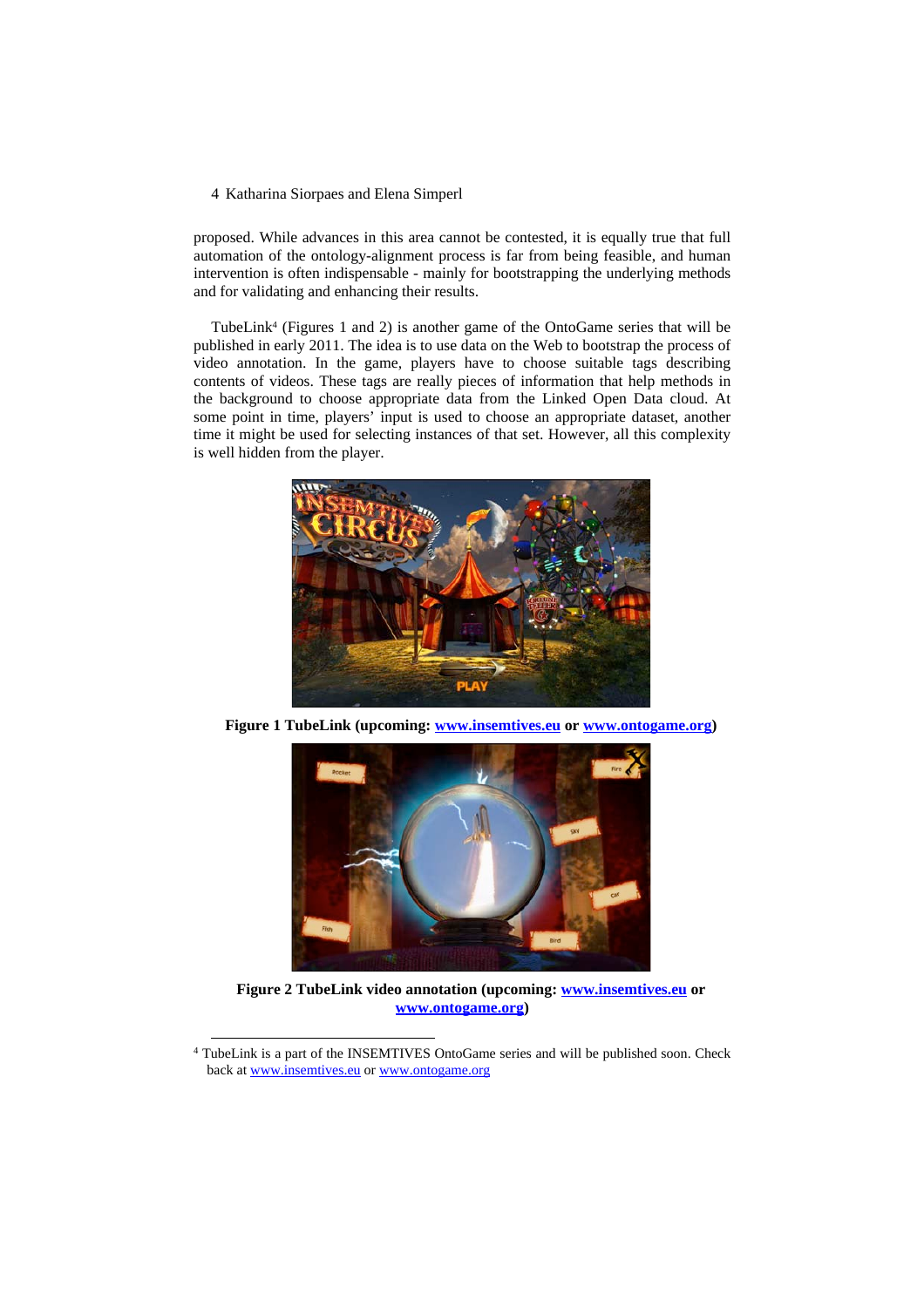proposed. While advances in this area cannot be contested, it is equally true that full automation of the ontology-alignment process is far from being feasible, and human intervention is often indispensable - mainly for bootstrapping the underlying methods and for validating and enhancing their results.

TubeLink[4] (Figures 1 and 2) is another game of the OntoGame series that will be published in early 2011. The idea is to use data on the Web to bootstrap the process of video annotation. In the game, players have to choose suitable tags describing contents of videos. These tags are really pieces of information that help methods in the background to choose appropriate data from the Linked Open Data cloud. At some point in time, players' input is used to choose an appropriate dataset, another time it might be used for selecting instances of that set. However, all this complexity is well hidden from the player.

**Figure 1 TubeLink (upcoming: [www.insemtives.eu](http://www.insemtives.eu) or [www.ontogame.org](http://www.ontogame.org))**

**Figure 2 TubeLink video annotation (upcoming: [www.insemtives.eu](http://www.insemtives.eu) or [www.ontogame.org](http://www.ontogame.org))**

---

[4] TubeLink is a part of the INSEMTIVES OntoGame series and will be published soon. Check back at [www.insemtives.eu](http://www.insemtives.eu) or [www.ontogame.org](http://www.ontogame.org)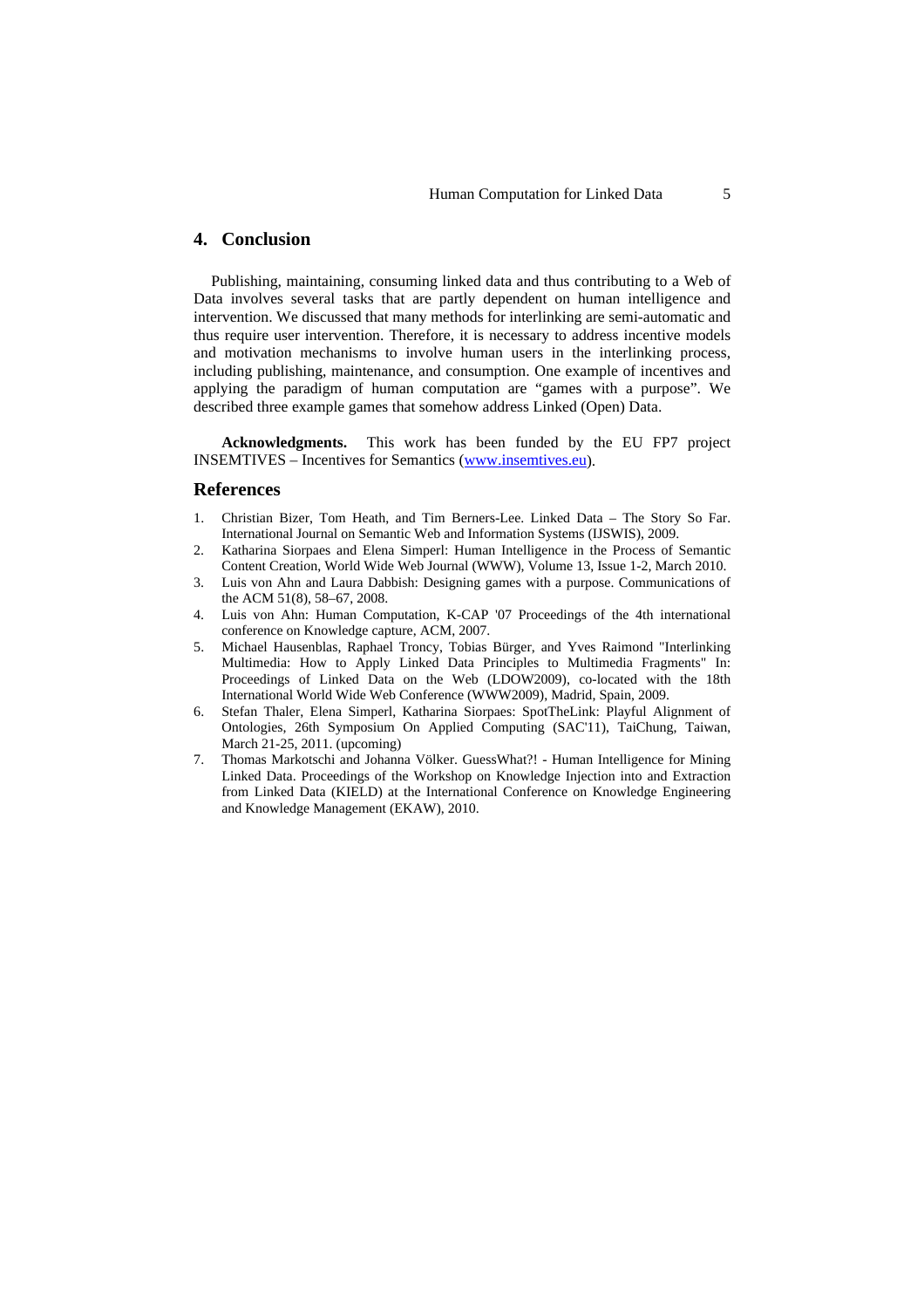## 4. Conclusion

Publishing, maintaining, consuming linked data and thus contributing to a Web of Data involves several tasks that are partly dependent on human intelligence and intervention. We discussed that many methods for interlinking are semi-automatic and thus require user intervention. Therefore, it is necessary to address incentive models and motivation mechanisms to involve human users in the interlinking process, including publishing, maintenance, and consumption. One example of incentives and applying the paradigm of human computation are "games with a purpose". We described three example games that somehow address Linked (Open) Data.

**Acknowledgments.** This work has been funded by the EU FP7 project INSEMTIVES – Incentives for Semantics (www.insemtives.eu).

## References

1. Christian Bizer, Tom Heath, and Tim Berners-Lee. Linked Data – The Story So Far. International Journal on Semantic Web and Information Systems (IJSWIS), 2009.
2. Katharina Siorpaes and Elena Simperl: Human Intelligence in the Process of Semantic Content Creation, World Wide Web Journal (WWW), Volume 13, Issue 1-2, March 2010.
3. Luis von Ahn and Laura Dabbish: Designing games with a purpose. Communications of the ACM 51(8), 58–67, 2008.
4. Luis von Ahn: Human Computation, K-CAP '07 Proceedings of the 4th international conference on Knowledge capture, ACM, 2007.
5. Michael Hausenblas, Raphael Troncy, Tobias Bürger, and Yves Raimond "Interlinking Multimedia: How to Apply Linked Data Principles to Multimedia Fragments" In: Proceedings of Linked Data on the Web (LDOW2009), co-located with the 18th International World Wide Web Conference (WWW2009), Madrid, Spain, 2009.
6. Stefan Thaler, Elena Simperl, Katharina Siorpaes: SpotTheLink: Playful Alignment of Ontologies, 26th Symposium On Applied Computing (SAC'11), TaiChung, Taiwan, March 21-25, 2011. (upcoming)
7. Thomas Markotschi and Johanna Völker. GuessWhat?! - Human Intelligence for Mining Linked Data. Proceedings of the Workshop on Knowledge Injection into and Extraction from Linked Data (KIELD) at the International Conference on Knowledge Engineering and Knowledge Management (EKAW), 2010.